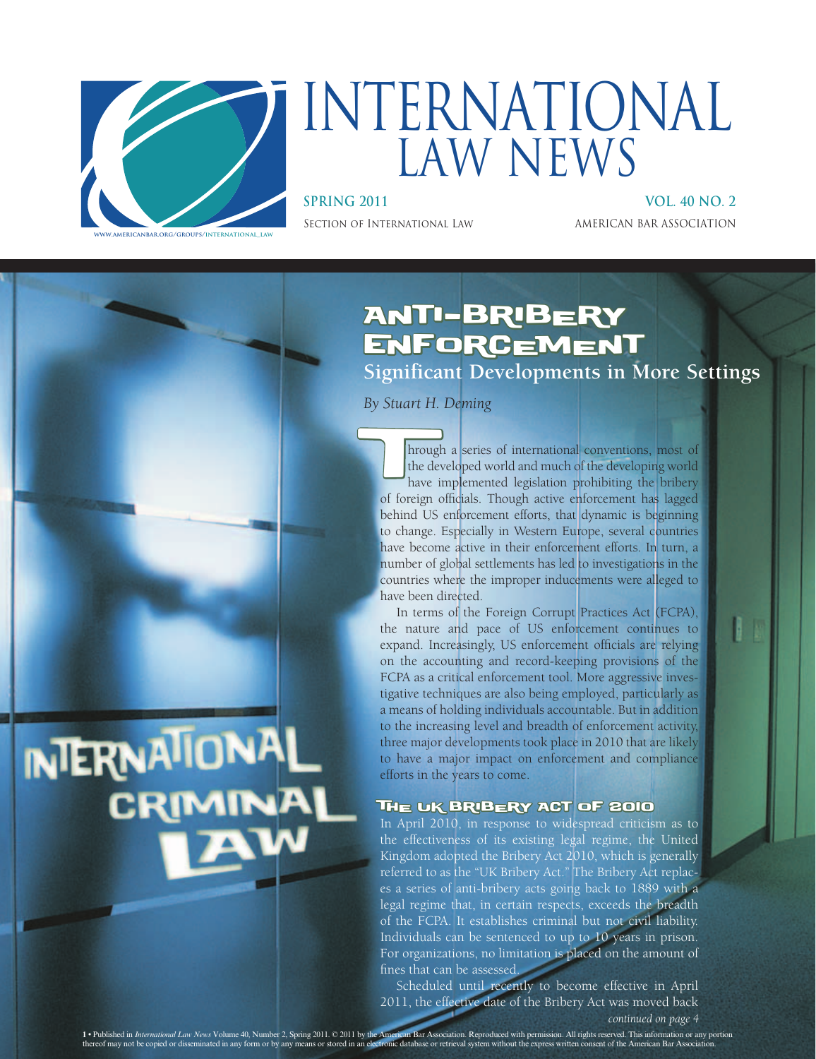# INTERNATIONAL LAW NEWS

**SPRING 2011** | **VOL. 40 NO. 2**

SECTION OF INTERNATIONAL LAW | AMERICAN BAR ASSOCIATION

INTERNATIONAL CRIMINAL LAW

# ANTI-BRIBERY ENFORCEMENT

## Significant Developments in More Settings

*By Stuart H. Deming*

Through a series of international conventions, most of the developed world and much of the developing world have implemented legislation prohibiting the bribery of foreign officials. Though active enforcement has lagged behind US enforcement efforts, that dynamic is beginning to change. Especially in Western Europe, several countries have become active in their enforcement efforts. In turn, a number of global settlements has led to investigations in the countries where the improper inducements were alleged to have been directed.

In terms of the Foreign Corrupt Practices Act (FCPA), the nature and pace of US enforcement continues to expand. Increasingly, US enforcement officials are relying on the accounting and record-keeping provisions of the FCPA as a critical enforcement tool. More aggressive investigative techniques are also being employed, particularly as a means of holding individuals accountable. But in addition to the increasing level and breadth of enforcement activity, three major developments took place in 2010 that are likely to have a major impact on enforcement and compliance efforts in the years to come.

### The UK Bribery Act of 2010

In April 2010, in response to widespread criticism as to the effectiveness of its existing legal regime, the United Kingdom adopted the Bribery Act 2010, which is generally referred to as the "UK Bribery Act." The Bribery Act replaces a series of anti-bribery acts going back to 1889 with a legal regime that, in certain respects, exceeds the breadth of the FCPA. It establishes criminal but not civil liability. Individuals can be sentenced to up to 10 years in prison. For organizations, no limitation is placed on the amount of fines that can be assessed.

Scheduled until recently to become effective in April 2011, the effective date of the Bribery Act was moved back

*continued on page 4*

Published in *International Law News* Volume 40, Number 2, Spring 2011. © 2011 by the American Bar Association. Reproduced with permission. All rights reserved. This information or any portion thereof may not be copied or disseminated in any form or by any means or stored in an electronic database or retrieval system without the express written consent of the American Bar Association.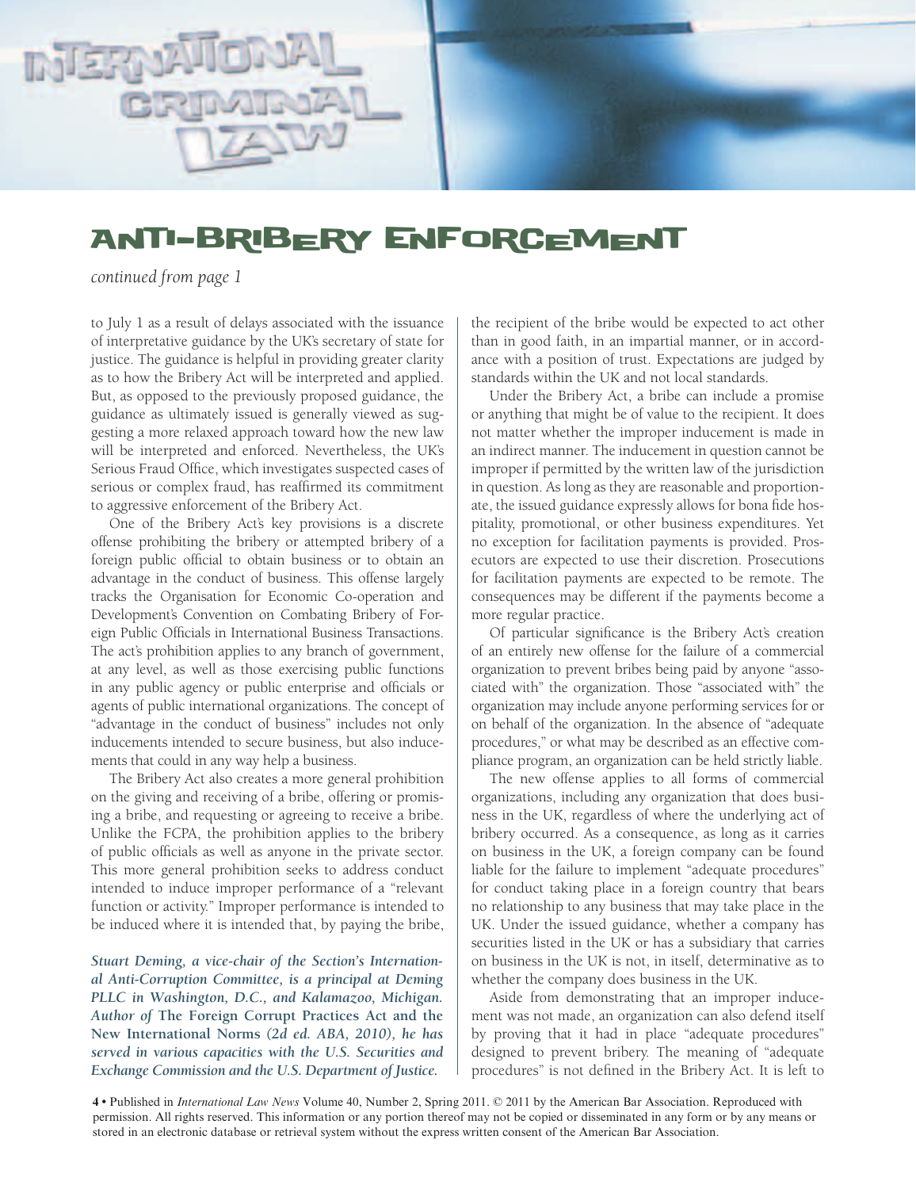# ANTI-BRIBERY ENFORCEMENT

*continued from page 1*

to July 1 as a result of delays associated with the issuance of interpretative guidance by the UK's secretary of state for justice. The guidance is helpful in providing greater clarity as to how the Bribery Act will be interpreted and applied. But, as opposed to the previously proposed guidance, the guidance as ultimately issued is generally viewed as suggesting a more relaxed approach toward how the new law will be interpreted and enforced. Nevertheless, the UK's Serious Fraud Office, which investigates suspected cases of serious or complex fraud, has reaffirmed its commitment to aggressive enforcement of the Bribery Act.

One of the Bribery Act's key provisions is a discrete offense prohibiting the bribery or attempted bribery of a foreign public official to obtain business or to obtain an advantage in the conduct of business. This offense largely tracks the Organisation for Economic Co-operation and Development's Convention on Combating Bribery of Foreign Public Officials in International Business Transactions. The act's prohibition applies to any branch of government, at any level, as well as those exercising public functions in any public agency or public enterprise and officials or agents of public international organizations. The concept of "advantage in the conduct of business" includes not only inducements intended to secure business, but also inducements that could in any way help a business.

The Bribery Act also creates a more general prohibition on the giving and receiving of a bribe, offering or promising a bribe, and requesting or agreeing to receive a bribe. Unlike the FCPA, the prohibition applies to the bribery of public officials as well as anyone in the private sector. This more general prohibition seeks to address conduct intended to induce improper performance of a "relevant function or activity." Improper performance is intended to be induced where it is intended that, by paying the bribe, the recipient of the bribe would be expected to act other than in good faith, in an impartial manner, or in accordance with a position of trust. Expectations are judged by standards within the UK and not local standards.

Under the Bribery Act, a bribe can include a promise or anything that might be of value to the recipient. It does not matter whether the improper inducement is made in an indirect manner. The inducement in question cannot be improper if permitted by the written law of the jurisdiction in question. As long as they are reasonable and proportionate, the issued guidance expressly allows for bona fide hospitality, promotional, or other business expenditures. Yet no exception for facilitation payments is provided. Prosecutors are expected to use their discretion. Prosecutions for facilitation payments are expected to be remote. The consequences may be different if the payments become a more regular practice.

Of particular significance is the Bribery Act's creation of an entirely new offense for the failure of a commercial organization to prevent bribes being paid by anyone "associated with" the organization. Those "associated with" the organization may include anyone performing services for or on behalf of the organization. In the absence of "adequate procedures," or what may be described as an effective compliance program, an organization can be held strictly liable.

The new offense applies to all forms of commercial organizations, including any organization that does business in the UK, regardless of where the underlying act of bribery occurred. As a consequence, as long as it carries on business in the UK, a foreign company can be found liable for the failure to implement "adequate procedures" for conduct taking place in a foreign country that bears no relationship to any business that may take place in the UK. Under the issued guidance, whether a company has securities listed in the UK or has a subsidiary that carries on business in the UK is not, in itself, determinative as to whether the company does business in the UK.

Aside from demonstrating that an improper inducement was not made, an organization can also defend itself by proving that it had in place "adequate procedures" designed to prevent bribery. The meaning of "adequate procedures" is not defined in the Bribery Act. It is left to

***Stuart Deming, a vice-chair of the Section's International Anti-Corruption Committee, is a principal at Deming PLLC in Washington, D.C., and Kalamazoo, Michigan. Author of* The Foreign Corrupt Practices Act and the New International Norms *(2d ed. ABA, 2010), he has served in various capacities with the U.S. Securities and Exchange Commission and the U.S. Department of Justice.***

Published in *International Law News* Volume 40, Number 2, Spring 2011. © 2011 by the American Bar Association. Reproduced with permission. All rights reserved. This information or any portion thereof may not be copied or disseminated in any form or by any means or stored in an electronic database or retrieval system without the express written consent of the American Bar Association.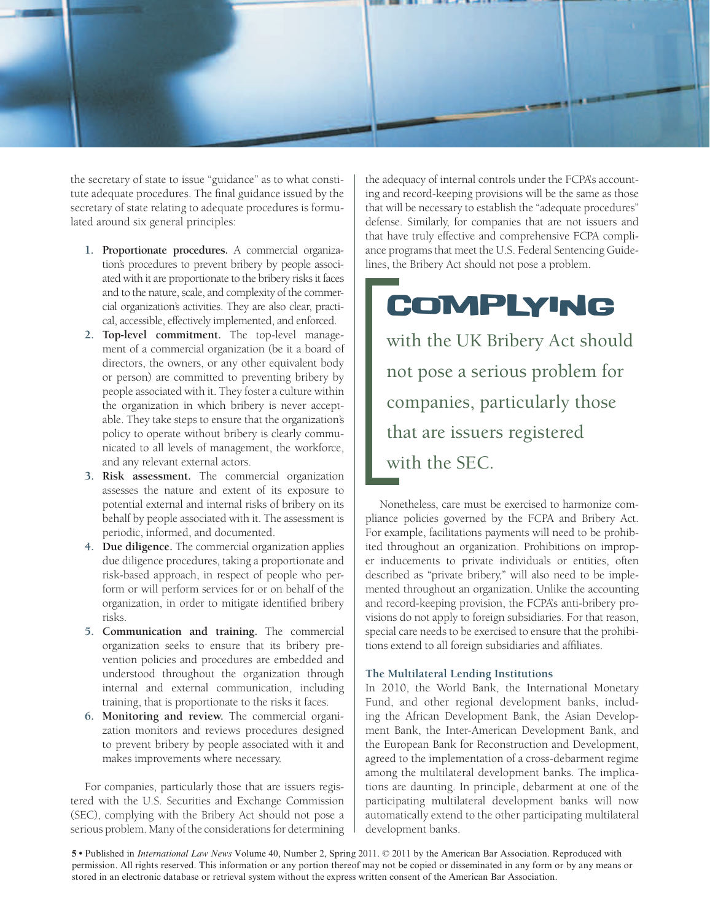the secretary of state to issue "guidance" as to what constitute adequate procedures. The final guidance issued by the secretary of state relating to adequate procedures is formulated around six general principles:

1. **Proportionate procedures.** A commercial organization's procedures to prevent bribery by people associated with it are proportionate to the bribery risks it faces and to the nature, scale, and complexity of the commercial organization's activities. They are also clear, practical, accessible, effectively implemented, and enforced.
2. **Top-level commitment.** The top-level management of a commercial organization (be it a board of directors, the owners, or any other equivalent body or person) are committed to preventing bribery by people associated with it. They foster a culture within the organization in which bribery is never acceptable. They take steps to ensure that the organization's policy to operate without bribery is clearly communicated to all levels of management, the workforce, and any relevant external actors.
3. **Risk assessment.** The commercial organization assesses the nature and extent of its exposure to potential external and internal risks of bribery on its behalf by people associated with it. The assessment is periodic, informed, and documented.
4. **Due diligence.** The commercial organization applies due diligence procedures, taking a proportionate and risk-based approach, in respect of people who perform or will perform services for or on behalf of the organization, in order to mitigate identified bribery risks.
5. **Communication and training.** The commercial organization seeks to ensure that its bribery prevention policies and procedures are embedded and understood throughout the organization through internal and external communication, including training, that is proportionate to the risks it faces.
6. **Monitoring and review.** The commercial organization monitors and reviews procedures designed to prevent bribery by people associated with it and makes improvements where necessary.

For companies, particularly those that are issuers registered with the U.S. Securities and Exchange Commission (SEC), complying with the Bribery Act should not pose a serious problem. Many of the considerations for determining the adequacy of internal controls under the FCPA's accounting and record-keeping provisions will be the same as those that will be necessary to establish the "adequate procedures" defense. Similarly, for companies that are not issuers and that have truly effective and comprehensive FCPA compliance programs that meet the U.S. Federal Sentencing Guidelines, the Bribery Act should not pose a problem.

> **COMPLYING** with the UK Bribery Act should not pose a serious problem for companies, particularly those that are issuers registered with the SEC.

Nonetheless, care must be exercised to harmonize compliance policies governed by the FCPA and Bribery Act. For example, facilitations payments will need to be prohibited throughout an organization. Prohibitions on improper inducements to private individuals or entities, often described as "private bribery," will also need to be implemented throughout an organization. Unlike the accounting and record-keeping provision, the FCPA's anti-bribery provisions do not apply to foreign subsidiaries. For that reason, special care needs to be exercised to ensure that the prohibitions extend to all foreign subsidiaries and affiliates.

### The Multilateral Lending Institutions

In 2010, the World Bank, the International Monetary Fund, and other regional development banks, including the African Development Bank, the Asian Development Bank, the Inter-American Development Bank, and the European Bank for Reconstruction and Development, agreed to the implementation of a cross-debarment regime among the multilateral development banks. The implications are daunting. In principle, debarment at one of the participating multilateral development banks will now automatically extend to the other participating multilateral development banks.

Published in *International Law News* Volume 40, Number 2, Spring 2011. © 2011 by the American Bar Association. Reproduced with permission. All rights reserved. This information or any portion thereof may not be copied or disseminated in any form or by any means or stored in an electronic database or retrieval system without the express written consent of the American Bar Association.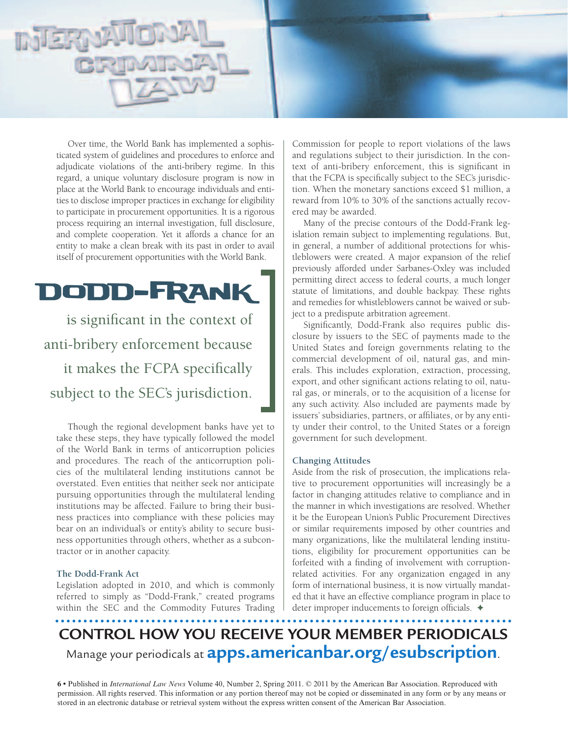Over time, the World Bank has implemented a sophisticated system of guidelines and procedures to enforce and adjudicate violations of the anti-bribery regime. In this regard, a unique voluntary disclosure program is now in place at the World Bank to encourage individuals and entities to disclose improper practices in exchange for eligibility to participate in procurement opportunities. It is a rigorous process requiring an internal investigation, full disclosure, and complete cooperation. Yet it affords a chance for an entity to make a clean break with its past in order to avail itself of procurement opportunities with the World Bank.

**DODD-FRANK** is significant in the context of anti-bribery enforcement because it makes the FCPA specifically subject to the SEC's jurisdiction.

Though the regional development banks have yet to take these steps, they have typically followed the model of the World Bank in terms of anticorruption policies and procedures. The reach of the anticorruption policies of the multilateral lending institutions cannot be overstated. Even entities that neither seek nor anticipate pursuing opportunities through the multilateral lending institutions may be affected. Failure to bring their business practices into compliance with these policies may bear on an individual's or entity's ability to secure business opportunities through others, whether as a subcontractor or in another capacity.

### The Dodd-Frank Act

Legislation adopted in 2010, and which is commonly referred to simply as "Dodd-Frank," created programs within the SEC and the Commodity Futures Trading Commission for people to report violations of the laws and regulations subject to their jurisdiction. In the context of anti-bribery enforcement, this is significant in that the FCPA is specifically subject to the SEC's jurisdiction. When the monetary sanctions exceed $1 million, a reward from 10% to 30% of the sanctions actually recovered may be awarded.

Many of the precise contours of the Dodd-Frank legislation remain subject to implementing regulations. But, in general, a number of additional protections for whistleblowers were created. A major expansion of the relief previously afforded under Sarbanes-Oxley was included permitting direct access to federal courts, a much longer statute of limitations, and double backpay. These rights and remedies for whistleblowers cannot be waived or subject to a predispute arbitration agreement.

Significantly, Dodd-Frank also requires public disclosure by issuers to the SEC of payments made to the United States and foreign governments relating to the commercial development of oil, natural gas, and minerals. This includes exploration, extraction, processing, export, and other significant actions relating to oil, natural gas, or minerals, or to the acquisition of a license for any such activity. Also included are payments made by issuers' subsidiaries, partners, or affiliates, or by any entity under their control, to the United States or a foreign government for such development.

### Changing Attitudes

Aside from the risk of prosecution, the implications relative to procurement opportunities will increasingly be a factor in changing attitudes relative to compliance and in the manner in which investigations are resolved. Whether it be the European Union's Public Procurement Directives or similar requirements imposed by other countries and many organizations, like the multilateral lending institutions, eligibility for procurement opportunities can be forfeited with a finding of involvement with corruption-related activities. For any organization engaged in any form of international business, it is now virtually mandated that it have an effective compliance program in place to deter improper inducements to foreign officials. ✦

**CONTROL HOW YOU RECEIVE YOUR MEMBER PERIODICALS**

Manage your periodicals at **apps.americanbar.org/esubscription**.

Published in *International Law News* Volume 40, Number 2, Spring 2011. © 2011 by the American Bar Association. Reproduced with permission. All rights reserved. This information or any portion thereof may not be copied or disseminated in any form or by any means or stored in an electronic database or retrieval system without the express written consent of the American Bar Association.